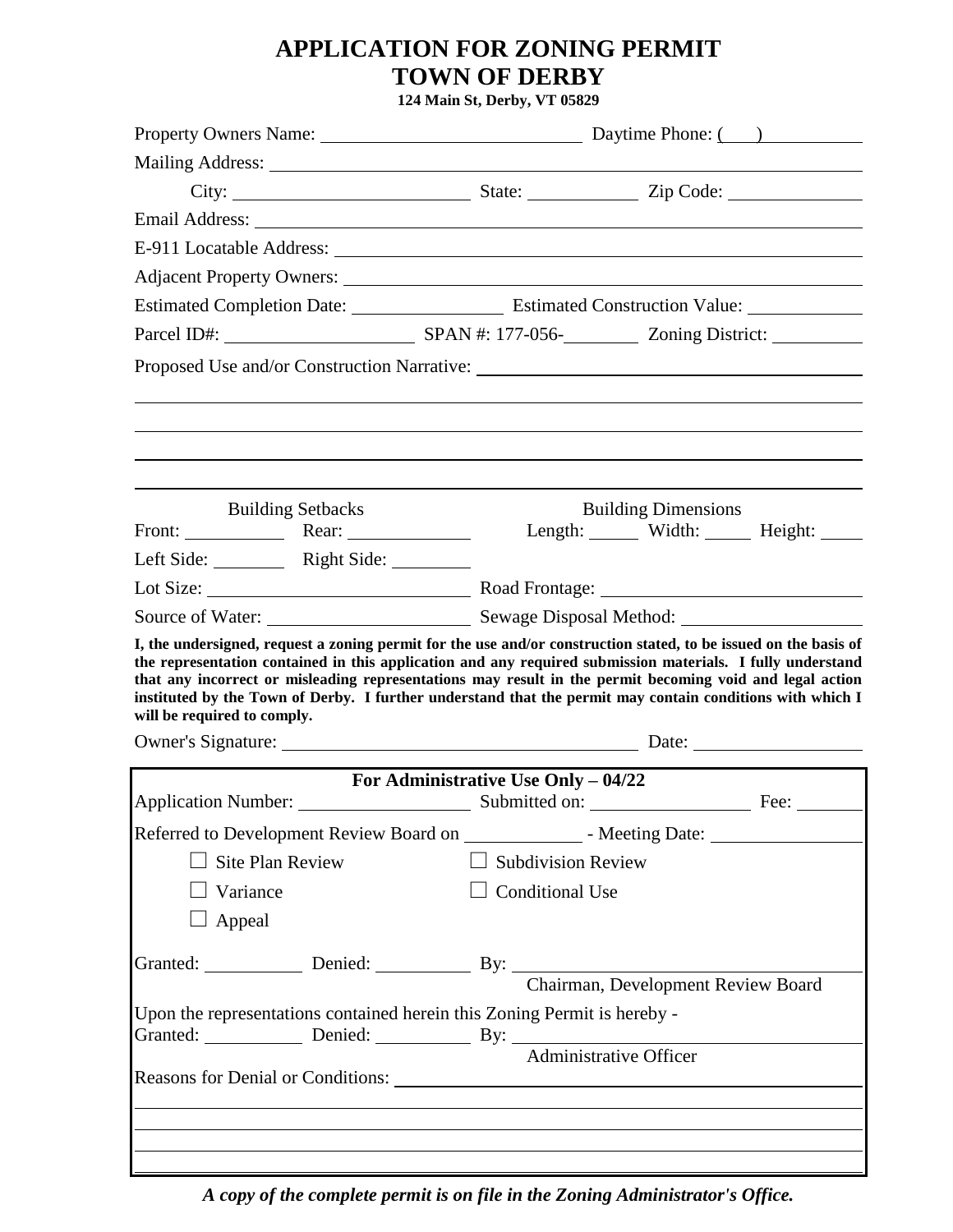# APPLICATION FOR ZONING PERMIT
# TOWN OF DERBY

**124 Main St, Derby, VT 05829**

Property Owners Name: ______________________ Daytime Phone: (___) __________

Mailing Address: ______________________________________________

City: ____________________ State: __________ Zip Code: ____________

Email Address: ______________________________________________

E-911 Locatable Address: ______________________________________

Adjacent Property Owners: ______________________________________

Estimated Completion Date: ______________ Estimated Construction Value: __________

Parcel ID#: ________________ SPAN #: 177-056-________ Zoning District: ________

Proposed Use and/or Construction Narrative: ______________________________

______________________________________________________________

______________________________________________________________

______________________________________________________________

______________________________________________________________

| Building Setbacks | | Building Dimensions | | |
|---|---|---|---|---|
| Front: ________ | Rear: ________ | Length: _____ | Width: _____ | Height: _____ |
| Left Side: ________ | Right Side: ________ | | | |

Lot Size: ______________________ Road Frontage: ______________________

Source of Water: __________________ Sewage Disposal Method: ________________

**I, the undersigned, request a zoning permit for the use and/or construction stated, to be issued on the basis of the representation contained in this application and any required submission materials. I fully understand that any incorrect or misleading representations may result in the permit becoming void and legal action instituted by the Town of Derby. I further understand that the permit may contain conditions with which I will be required to comply.**

Owner's Signature: ______________________________ Date: ______________

---

**For Administrative Use Only – 04/22**

Application Number: ______________ Submitted on: ______________ Fee: ______

Referred to Development Review Board on ___________ - Meeting Date: ______________

- ☐ Site Plan Review
- ☐ Subdivision Review
- ☐ Variance
- ☐ Conditional Use
- ☐ Appeal

Granted: _________ Denied: _________ By: ______________________________
Chairman, Development Review Board

Upon the representations contained herein this Zoning Permit is hereby -
Granted: _________ Denied: _________ By: ______________________________
Administrative Officer

Reasons for Denial or Conditions: ______________________________________

______________________________________________________________

______________________________________________________________

______________________________________________________________

______________________________________________________________

***A copy of the complete permit is on file in the Zoning Administrator's Office.***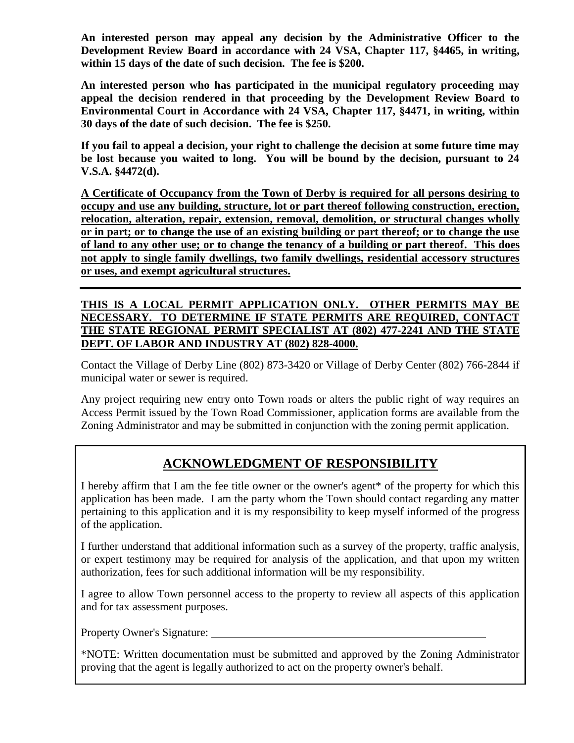**An interested person may appeal any decision by the Administrative Officer to the Development Review Board in accordance with 24 VSA, Chapter 117, §4465, in writing, within 15 days of the date of such decision. The fee is $200.**

**An interested person who has participated in the municipal regulatory proceeding may appeal the decision rendered in that proceeding by the Development Review Board to Environmental Court in Accordance with 24 VSA, Chapter 117, §4471, in writing, within 30 days of the date of such decision. The fee is $250.**

**If you fail to appeal a decision, your right to challenge the decision at some future time may be lost because you waited to long. You will be bound by the decision, pursuant to 24 V.S.A. §4472(d).**

<u>**A Certificate of Occupancy from the Town of Derby is required for all persons desiring to occupy and use any building, structure, lot or part thereof following construction, erection, relocation, alteration, repair, extension, removal, demolition, or structural changes wholly or in part; or to change the use of an existing building or part thereof; or to change the use of land to any other use; or to change the tenancy of a building or part thereof. This does not apply to single family dwellings, two family dwellings, residential accessory structures or uses, and exempt agricultural structures.**</u>

---

<u>**THIS IS A LOCAL PERMIT APPLICATION ONLY. OTHER PERMITS MAY BE NECESSARY. TO DETERMINE IF STATE PERMITS ARE REQUIRED, CONTACT THE STATE REGIONAL PERMIT SPECIALIST AT (802) 477-2241 AND THE STATE DEPT. OF LABOR AND INDUSTRY AT (802) 828-4000.**</u>

Contact the Village of Derby Line (802) 873-3420 or Village of Derby Center (802) 766-2844 if municipal water or sewer is required.

Any project requiring new entry onto Town roads or alters the public right of way requires an Access Permit issued by the Town Road Commissioner, application forms are available from the Zoning Administrator and may be submitted in conjunction with the zoning permit application.

## ACKNOWLEDGMENT OF RESPONSIBILITY

I hereby affirm that I am the fee title owner or the owner's agent* of the property for which this application has been made. I am the party whom the Town should contact regarding any matter pertaining to this application and it is my responsibility to keep myself informed of the progress of the application.

I further understand that additional information such as a survey of the property, traffic analysis, or expert testimony may be required for analysis of the application, and that upon my written authorization, fees for such additional information will be my responsibility.

I agree to allow Town personnel access to the property to review all aspects of this application and for tax assessment purposes.

Property Owner's Signature: ______________________________________________

*NOTE: Written documentation must be submitted and approved by the Zoning Administrator proving that the agent is legally authorized to act on the property owner's behalf.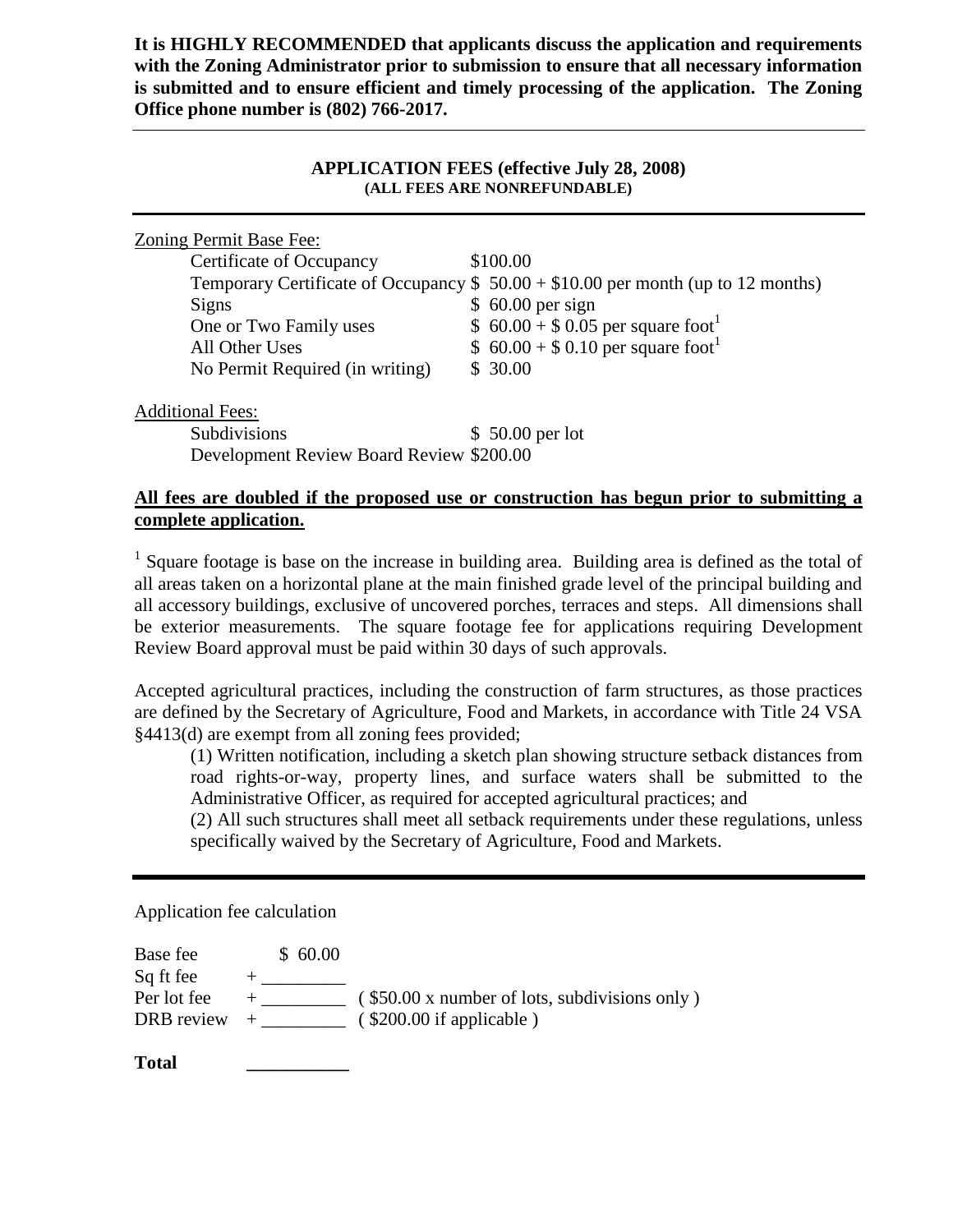**It is HIGHLY RECOMMENDED that applicants discuss the application and requirements with the Zoning Administrator prior to submission to ensure that all necessary information is submitted and to ensure efficient and timely processing of the application. The Zoning Office phone number is (802) 766-2017.**

---

## APPLICATION FEES (effective July 28, 2008)
**(ALL FEES ARE NONREFUNDABLE)**

---

Zoning Permit Base Fee:

| | |
|---|---|
| Certificate of Occupancy | $100.00 |
| Temporary Certificate of Occupancy | $ 50.00 + $10.00 per month (up to 12 months) |
| Signs | $ 60.00 per sign |
| One or Two Family uses | $ 60.00 + $ 0.05 per square foot[1] |
| All Other Uses | $ 60.00 + $ 0.10 per square foot[1] |
| No Permit Required (in writing) | $ 30.00 |

Additional Fees:

| | |
|---|---|
| Subdivisions | $ 50.00 per lot |
| Development Review Board Review | $200.00 |

**All fees are doubled if the proposed use or construction has begun prior to submitting a complete application.**

[1] Square footage is base on the increase in building area. Building area is defined as the total of all areas taken on a horizontal plane at the main finished grade level of the principal building and all accessory buildings, exclusive of uncovered porches, terraces and steps. All dimensions shall be exterior measurements. The square footage fee for applications requiring Development Review Board approval must be paid within 30 days of such approvals.

Accepted agricultural practices, including the construction of farm structures, as those practices are defined by the Secretary of Agriculture, Food and Markets, in accordance with Title 24 VSA §4413(d) are exempt from all zoning fees provided;

(1) Written notification, including a sketch plan showing structure setback distances from road rights-or-way, property lines, and surface waters shall be submitted to the Administrative Officer, as required for accepted agricultural practices; and

(2) All such structures shall meet all setback requirements under these regulations, unless specifically waived by the Secretary of Agriculture, Food and Markets.

---

Application fee calculation

| | | |
|---|---|---|
| Base fee | $ 60.00 | |
| Sq ft fee | + _________ | |
| Per lot fee | + _________ | ( $50.00 x number of lots, subdivisions only ) |
| DRB review | + _________ | ( $200.00 if applicable ) |

**Total** ___________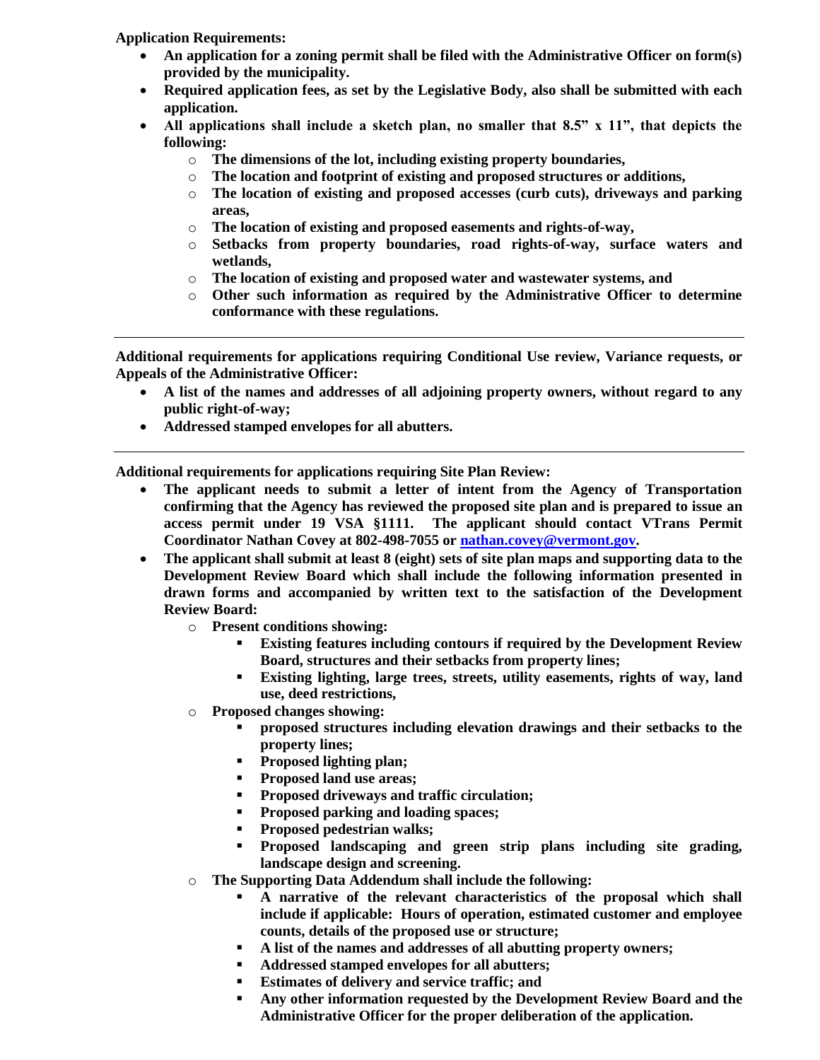**Application Requirements:**

- **An application for a zoning permit shall be filed with the Administrative Officer on form(s) provided by the municipality.**
- **Required application fees, as set by the Legislative Body, also shall be submitted with each application.**
- **All applications shall include a sketch plan, no smaller that 8.5" x 11", that depicts the following:**
  - **The dimensions of the lot, including existing property boundaries,**
  - **The location and footprint of existing and proposed structures or additions,**
  - **The location of existing and proposed accesses (curb cuts), driveways and parking areas,**
  - **The location of existing and proposed easements and rights-of-way,**
  - **Setbacks from property boundaries, road rights-of-way, surface waters and wetlands,**
  - **The location of existing and proposed water and wastewater systems, and**
  - **Other such information as required by the Administrative Officer to determine conformance with these regulations.**

---

**Additional requirements for applications requiring Conditional Use review, Variance requests, or Appeals of the Administrative Officer:**

- **A list of the names and addresses of all adjoining property owners, without regard to any public right-of-way;**
- **Addressed stamped envelopes for all abutters.**

---

**Additional requirements for applications requiring Site Plan Review:**

- **The applicant needs to submit a letter of intent from the Agency of Transportation confirming that the Agency has reviewed the proposed site plan and is prepared to issue an access permit under 19 VSA §1111. The applicant should contact VTrans Permit Coordinator Nathan Covey at 802-498-7055 or nathan.covey@vermont.gov.**
- **The applicant shall submit at least 8 (eight) sets of site plan maps and supporting data to the Development Review Board which shall include the following information presented in drawn forms and accompanied by written text to the satisfaction of the Development Review Board:**
  - **Present conditions showing:**
    - **Existing features including contours if required by the Development Review Board, structures and their setbacks from property lines;**
    - **Existing lighting, large trees, streets, utility easements, rights of way, land use, deed restrictions,**
  - **Proposed changes showing:**
    - **proposed structures including elevation drawings and their setbacks to the property lines;**
    - **Proposed lighting plan;**
    - **Proposed land use areas;**
    - **Proposed driveways and traffic circulation;**
    - **Proposed parking and loading spaces;**
    - **Proposed pedestrian walks;**
    - **Proposed landscaping and green strip plans including site grading, landscape design and screening.**
  - **The Supporting Data Addendum shall include the following:**
    - **A narrative of the relevant characteristics of the proposal which shall include if applicable: Hours of operation, estimated customer and employee counts, details of the proposed use or structure;**
    - **A list of the names and addresses of all abutting property owners;**
    - **Addressed stamped envelopes for all abutters;**
    - **Estimates of delivery and service traffic; and**
    - **Any other information requested by the Development Review Board and the Administrative Officer for the proper deliberation of the application.**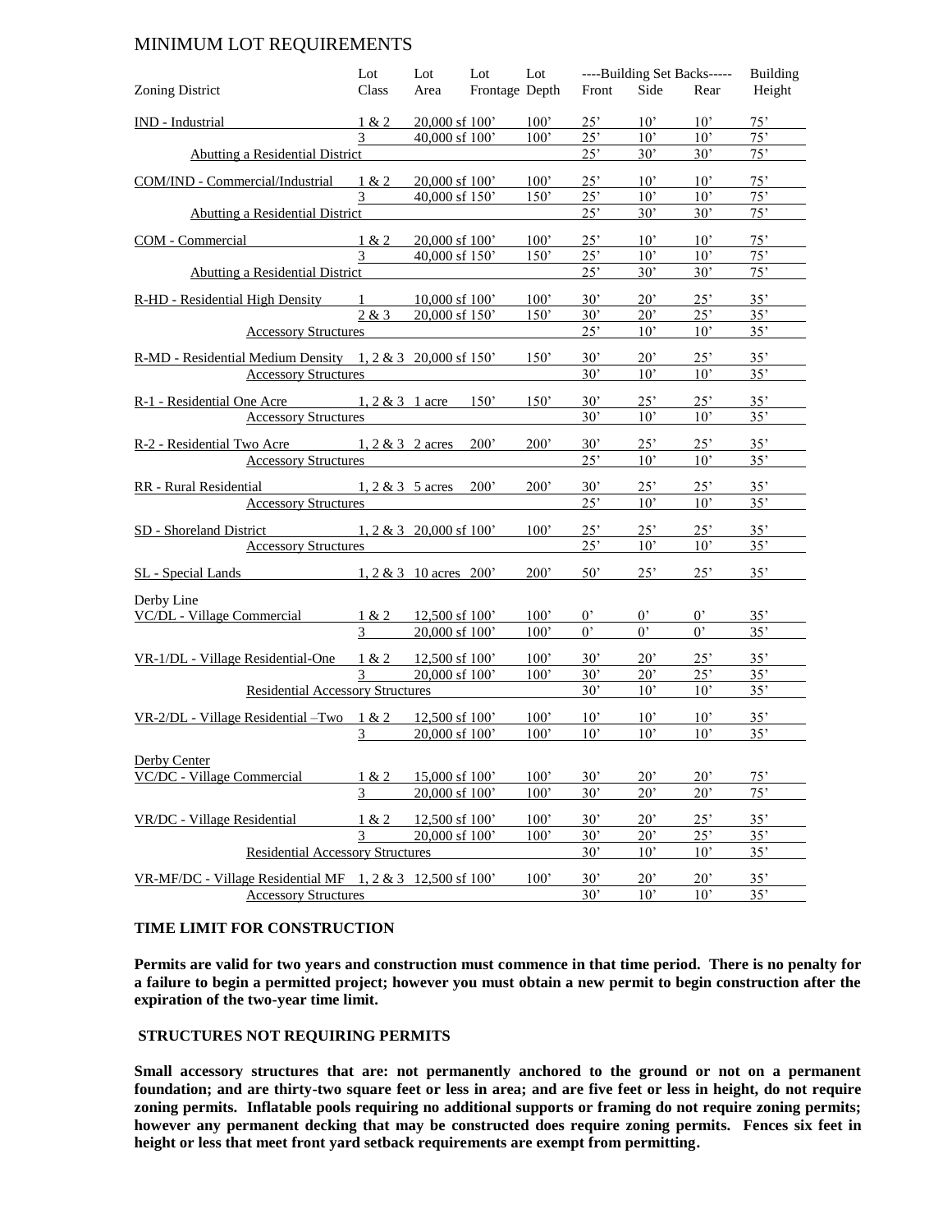# MINIMUM LOT REQUIREMENTS

| Zoning District | Lot Class | Lot Area | Lot Frontage | Lot Depth | Building Set Backs Front | Side | Rear | Building Height |
|---|---|---|---|---|---|---|---|---|
| IND - Industrial | 1 & 2 | 20,000 sf | 100' | 100' | 25' | 10' | 10' | 75' |
| | 3 | 40,000 sf | 100' | 100' | 25' | 10' | 10' | 75' |
| Abutting a Residential District | | | | | 25' | 30' | 30' | 75' |
| COM/IND - Commercial/Industrial | 1 & 2 | 20,000 sf | 100' | 100' | 25' | 10' | 10' | 75' |
| | 3 | 40,000 sf | 150' | 150' | 25' | 10' | 10' | 75' |
| Abutting a Residential District | | | | | 25' | 30' | 30' | 75' |
| COM - Commercial | 1 & 2 | 20,000 sf | 100' | 100' | 25' | 10' | 10' | 75' |
| | 3 | 40,000 sf | 150' | 150' | 25' | 10' | 10' | 75' |
| Abutting a Residential District | | | | | 25' | 30' | 30' | 75' |
| R-HD - Residential High Density | 1 | 10,000 sf | 100' | 100' | 30' | 20' | 25' | 35' |
| | 2 & 3 | 20,000 sf | 150' | 150' | 30' | 20' | 25' | 35' |
| Accessory Structures | | | | | 25' | 10' | 10' | 35' |
| R-MD - Residential Medium Density | 1, 2 & 3 | 20,000 sf | 150' | 150' | 30' | 20' | 25' | 35' |
| Accessory Structures | | | | | 30' | 10' | 10' | 35' |
| R-1 - Residential One Acre | 1, 2 & 3 | 1 acre | 150' | 150' | 30' | 25' | 25' | 35' |
| Accessory Structures | | | | | 30' | 10' | 10' | 35' |
| R-2 - Residential Two Acre | 1, 2 & 3 | 2 acres | 200' | 200' | 30' | 25' | 25' | 35' |
| Accessory Structures | | | | | 25' | 10' | 10' | 35' |
| RR - Rural Residential | 1, 2 & 3 | 5 acres | 200' | 200' | 30' | 25' | 25' | 35' |
| Accessory Structures | | | | | 25' | 10' | 10' | 35' |
| SD - Shoreland District | 1, 2 & 3 | 20,000 sf | 100' | 100' | 25' | 25' | 25' | 35' |
| Accessory Structures | | | | | 25' | 10' | 10' | 35' |
| SL - Special Lands | 1, 2 & 3 | 10 acres | 200' | 200' | 50' | 25' | 25' | 35' |
| **Derby Line** | | | | | | | | |
| VC/DL - Village Commercial | 1 & 2 | 12,500 sf | 100' | 100' | 0' | 0' | 0' | 35' |
| | 3 | 20,000 sf | 100' | 100' | 0' | 0' | 0' | 35' |
| VR-1/DL - Village Residential-One | 1 & 2 | 12,500 sf | 100' | 100' | 30' | 20' | 25' | 35' |
| | 3 | 20,000 sf | 100' | 100' | 30' | 20' | 25' | 35' |
| Residential Accessory Structures | | | | | 30' | 10' | 10' | 35' |
| VR-2/DL - Village Residential –Two | 1 & 2 | 12,500 sf | 100' | 100' | 10' | 10' | 10' | 35' |
| | 3 | 20,000 sf | 100' | 100' | 10' | 10' | 10' | 35' |
| **Derby Center** | | | | | | | | |
| VC/DC - Village Commercial | 1 & 2 | 15,000 sf | 100' | 100' | 30' | 20' | 20' | 75' |
| | 3 | 20,000 sf | 100' | 100' | 30' | 20' | 20' | 75' |
| VR/DC - Village Residential | 1 & 2 | 12,500 sf | 100' | 100' | 30' | 20' | 25' | 35' |
| | 3 | 20,000 sf | 100' | 100' | 30' | 20' | 25' | 35' |
| Residential Accessory Structures | | | | | 30' | 10' | 10' | 35' |
| VR-MF/DC - Village Residential MF | 1, 2 & 3 | 12,500 sf | 100' | 100' | 30' | 20' | 20' | 35' |
| Accessory Structures | | | | | 30' | 10' | 10' | 35' |

### TIME LIMIT FOR CONSTRUCTION

**Permits are valid for two years and construction must commence in that time period. There is no penalty for a failure to begin a permitted project; however you must obtain a new permit to begin construction after the expiration of the two-year time limit.**

### STRUCTURES NOT REQUIRING PERMITS

**Small accessory structures that are: not permanently anchored to the ground or not on a permanent foundation; and are thirty-two square feet or less in area; and are five feet or less in height, do not require zoning permits. Inflatable pools requiring no additional supports or framing do not require zoning permits; however any permanent decking that may be constructed does require zoning permits. Fences six feet in height or less that meet front yard setback requirements are exempt from permitting.**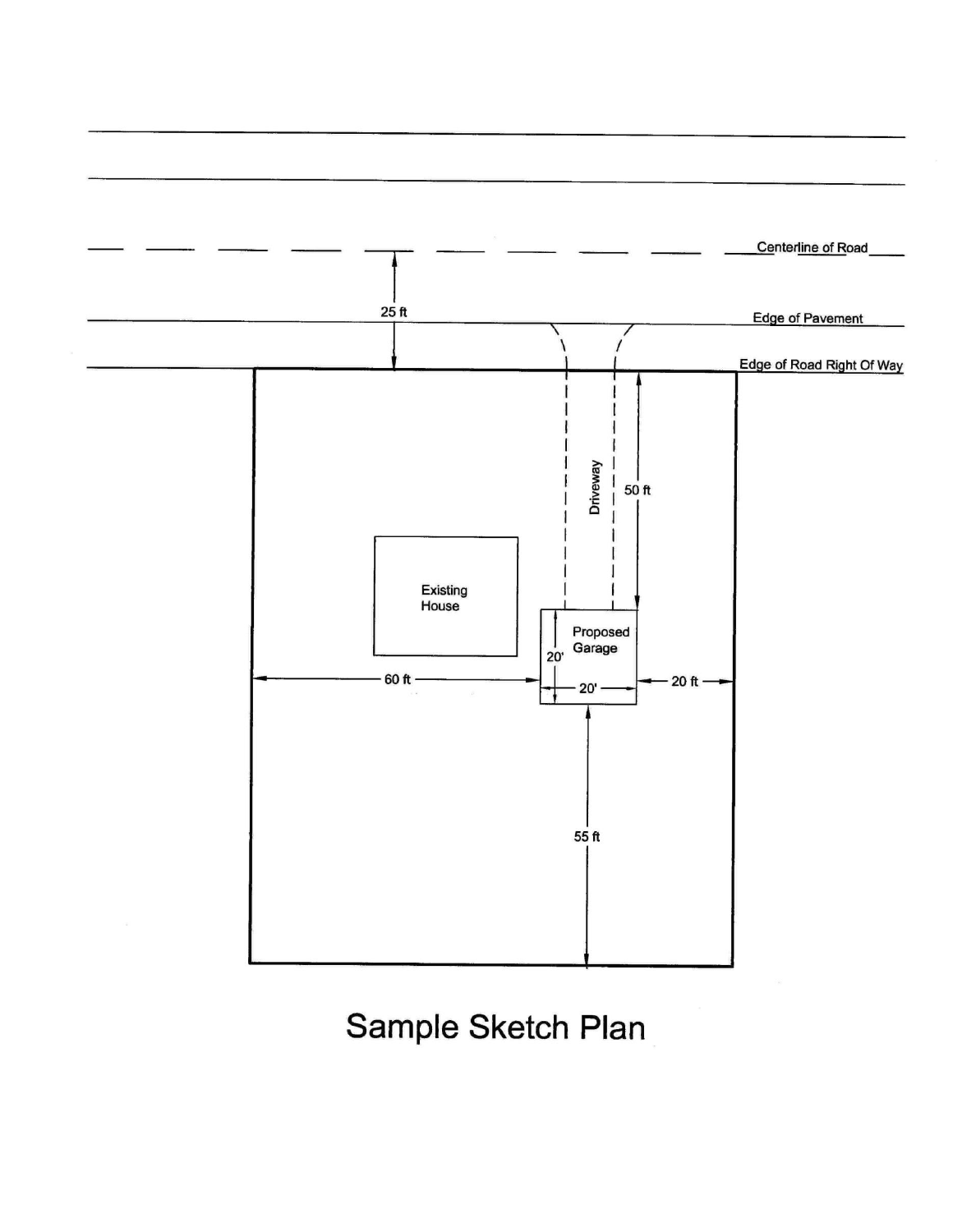Centerline of Road

25 ft

Edge of Pavement

Edge of Road Right Of Way

Driveway

50 ft

Existing House

Proposed Garage

20'

20'

60 ft

20 ft

55 ft

# Sample Sketch Plan